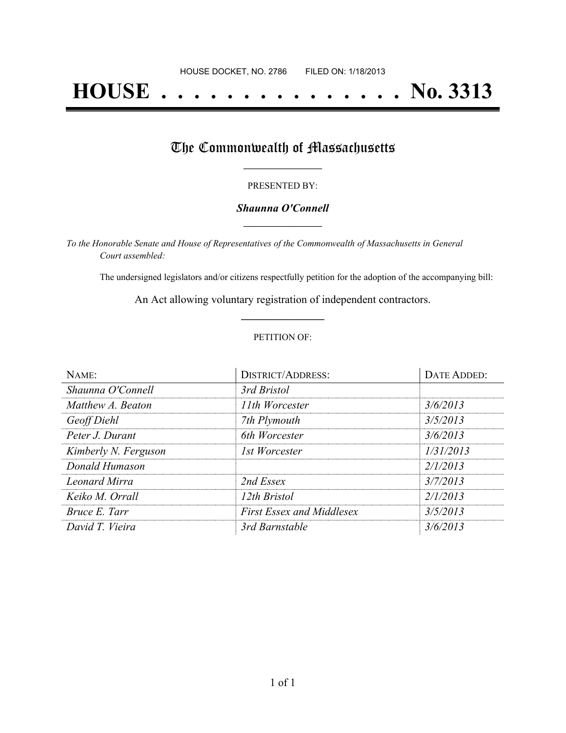HOUSE DOCKET, NO. 2786 FILED ON: 1/18/2013

# HOUSE . . . . . . . . . . . . . . . No. 3313

## The Commonwealth of Massachusetts

PRESENTED BY:

***Shaunna O'Connell***

*To the Honorable Senate and House of Representatives of the Commonwealth of Massachusetts in General Court assembled:*

The undersigned legislators and/or citizens respectfully petition for the adoption of the accompanying bill:

An Act allowing voluntary registration of independent contractors.

PETITION OF:

| NAME: | DISTRICT/ADDRESS: | DATE ADDED: |
|---|---|---|
| *Shaunna O'Connell* | *3rd Bristol* | |
| *Matthew A. Beaton* | *11th Worcester* | *3/6/2013* |
| *Geoff Diehl* | *7th Plymouth* | *3/5/2013* |
| *Peter J. Durant* | *6th Worcester* | *3/6/2013* |
| *Kimberly N. Ferguson* | *1st Worcester* | *1/31/2013* |
| *Donald Humason* | | *2/1/2013* |
| *Leonard Mirra* | *2nd Essex* | *3/7/2013* |
| *Keiko M. Orrall* | *12th Bristol* | *2/1/2013* |
| *Bruce E. Tarr* | *First Essex and Middlesex* | *3/5/2013* |
| *David T. Vieira* | *3rd Barnstable* | *3/6/2013* |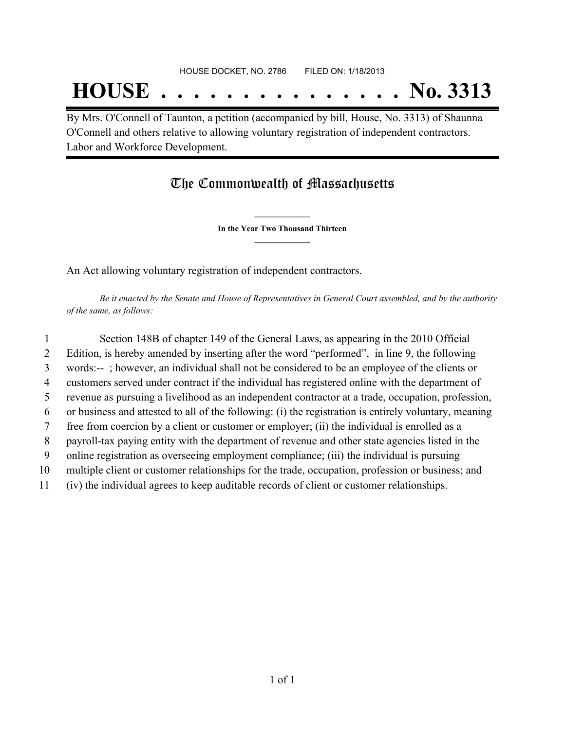HOUSE DOCKET, NO. 2786 FILED ON: 1/18/2013

# HOUSE . . . . . . . . . . . . . . . No. 3313

By Mrs. O'Connell of Taunton, a petition (accompanied by bill, House, No. 3313) of Shaunna O'Connell and others relative to allowing voluntary registration of independent contractors. Labor and Workforce Development.

## The Commonwealth of Massachusetts

**In the Year Two Thousand Thirteen**

An Act allowing voluntary registration of independent contractors.

*Be it enacted by the Senate and House of Representatives in General Court assembled, and by the authority of the same, as follows:*

1 Section 148B of chapter 149 of the General Laws, as appearing in the 2010 Official
2 Edition, is hereby amended by inserting after the word "performed", in line 9, the following
3 words:-- ; however, an individual shall not be considered to be an employee of the clients or
4 customers served under contract if the individual has registered online with the department of
5 revenue as pursuing a livelihood as an independent contractor at a trade, occupation, profession,
6 or business and attested to all of the following: (i) the registration is entirely voluntary, meaning
7 free from coercion by a client or customer or employer; (ii) the individual is enrolled as a
8 payroll-tax paying entity with the department of revenue and other state agencies listed in the
9 online registration as overseeing employment compliance; (iii) the individual is pursuing
10 multiple client or customer relationships for the trade, occupation, profession or business; and
11 (iv) the individual agrees to keep auditable records of client or customer relationships.